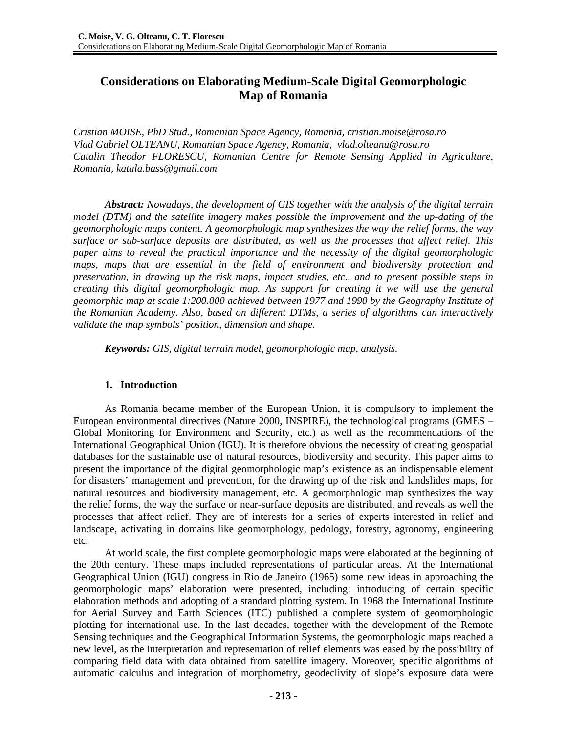# Considerations on Elaborating Medium-Scale Digital Geomorphologic Map of Romania

*Cristian MOISE, PhD Stud., Romanian Space Agency, Romania, cristian.moise@rosa.ro*
*Vlad Gabriel OLTEANU, Romanian Space Agency, Romania, vlad.olteanu@rosa.ro*
*Catalin Theodor FLORESCU, Romanian Centre for Remote Sensing Applied in Agriculture, Romania, katala.bass@gmail.com*

***Abstract:*** *Nowadays, the development of GIS together with the analysis of the digital terrain model (DTM) and the satellite imagery makes possible the improvement and the up-dating of the geomorphologic maps content. A geomorphologic map synthesizes the way the relief forms, the way surface or sub-surface deposits are distributed, as well as the processes that affect relief. This paper aims to reveal the practical importance and the necessity of the digital geomorphologic maps, maps that are essential in the field of environment and biodiversity protection and preservation, in drawing up the risk maps, impact studies, etc., and to present possible steps in creating this digital geomorphologic map. As support for creating it we will use the general geomorphic map at scale 1:200.000 achieved between 1977 and 1990 by the Geography Institute of the Romanian Academy. Also, based on different DTMs, a series of algorithms can interactively validate the map symbols' position, dimension and shape.*

***Keywords:*** *GIS, digital terrain model, geomorphologic map, analysis.*

## 1. Introduction

As Romania became member of the European Union, it is compulsory to implement the European environmental directives (Nature 2000, INSPIRE), the technological programs (GMES – Global Monitoring for Environment and Security, etc.) as well as the recommendations of the International Geographical Union (IGU). It is therefore obvious the necessity of creating geospatial databases for the sustainable use of natural resources, biodiversity and security. This paper aims to present the importance of the digital geomorphologic map's existence as an indispensable element for disasters' management and prevention, for the drawing up of the risk and landslides maps, for natural resources and biodiversity management, etc. A geomorphologic map synthesizes the way the relief forms, the way the surface or near-surface deposits are distributed, and reveals as well the processes that affect relief. They are of interests for a series of experts interested in relief and landscape, activating in domains like geomorphology, pedology, forestry, agronomy, engineering etc.

At world scale, the first complete geomorphologic maps were elaborated at the beginning of the 20th century. These maps included representations of particular areas. At the International Geographical Union (IGU) congress in Rio de Janeiro (1965) some new ideas in approaching the geomorphologic maps' elaboration were presented, including: introducing of certain specific elaboration methods and adopting of a standard plotting system. In 1968 the International Institute for Aerial Survey and Earth Sciences (ITC) published a complete system of geomorphologic plotting for international use. In the last decades, together with the development of the Remote Sensing techniques and the Geographical Information Systems, the geomorphologic maps reached a new level, as the interpretation and representation of relief elements was eased by the possibility of comparing field data with data obtained from satellite imagery. Moreover, specific algorithms of automatic calculus and integration of morphometry, geodeclivity of slope's exposure data were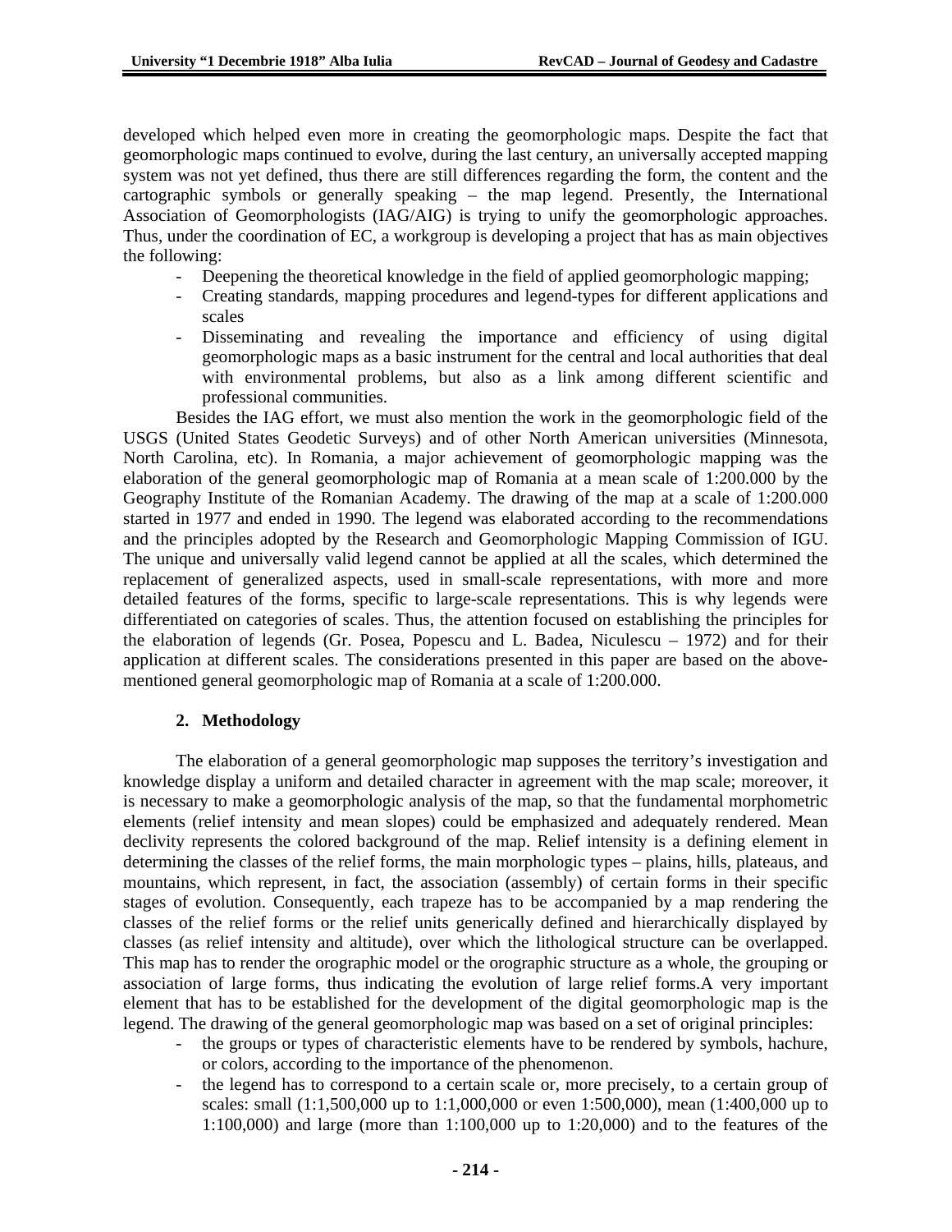developed which helped even more in creating the geomorphologic maps. Despite the fact that geomorphologic maps continued to evolve, during the last century, an universally accepted mapping system was not yet defined, thus there are still differences regarding the form, the content and the cartographic symbols or generally speaking – the map legend. Presently, the International Association of Geomorphologists (IAG/AIG) is trying to unify the geomorphologic approaches. Thus, under the coordination of EC, a workgroup is developing a project that has as main objectives the following:

- Deepening the theoretical knowledge in the field of applied geomorphologic mapping;
- Creating standards, mapping procedures and legend-types for different applications and scales
- Disseminating and revealing the importance and efficiency of using digital geomorphologic maps as a basic instrument for the central and local authorities that deal with environmental problems, but also as a link among different scientific and professional communities.

Besides the IAG effort, we must also mention the work in the geomorphologic field of the USGS (United States Geodetic Surveys) and of other North American universities (Minnesota, North Carolina, etc). In Romania, a major achievement of geomorphologic mapping was the elaboration of the general geomorphologic map of Romania at a mean scale of 1:200.000 by the Geography Institute of the Romanian Academy. The drawing of the map at a scale of 1:200.000 started in 1977 and ended in 1990. The legend was elaborated according to the recommendations and the principles adopted by the Research and Geomorphologic Mapping Commission of IGU. The unique and universally valid legend cannot be applied at all the scales, which determined the replacement of generalized aspects, used in small-scale representations, with more and more detailed features of the forms, specific to large-scale representations. This is why legends were differentiated on categories of scales. Thus, the attention focused on establishing the principles for the elaboration of legends (Gr. Posea, Popescu and L. Badea, Niculescu – 1972) and for their application at different scales. The considerations presented in this paper are based on the above-mentioned general geomorphologic map of Romania at a scale of 1:200.000.

## 2. Methodology

The elaboration of a general geomorphologic map supposes the territory's investigation and knowledge display a uniform and detailed character in agreement with the map scale; moreover, it is necessary to make a geomorphologic analysis of the map, so that the fundamental morphometric elements (relief intensity and mean slopes) could be emphasized and adequately rendered. Mean declivity represents the colored background of the map. Relief intensity is a defining element in determining the classes of the relief forms, the main morphologic types – plains, hills, plateaus, and mountains, which represent, in fact, the association (assembly) of certain forms in their specific stages of evolution. Consequently, each trapeze has to be accompanied by a map rendering the classes of the relief forms or the relief units generically defined and hierarchically displayed by classes (as relief intensity and altitude), over which the lithological structure can be overlapped. This map has to render the orographic model or the orographic structure as a whole, the grouping or association of large forms, thus indicating the evolution of large relief forms.A very important element that has to be established for the development of the digital geomorphologic map is the legend. The drawing of the general geomorphologic map was based on a set of original principles:

- the groups or types of characteristic elements have to be rendered by symbols, hachure, or colors, according to the importance of the phenomenon.
- the legend has to correspond to a certain scale or, more precisely, to a certain group of scales: small (1:1,500,000 up to 1:1,000,000 or even 1:500,000), mean (1:400,000 up to 1:100,000) and large (more than 1:100,000 up to 1:20,000) and to the features of the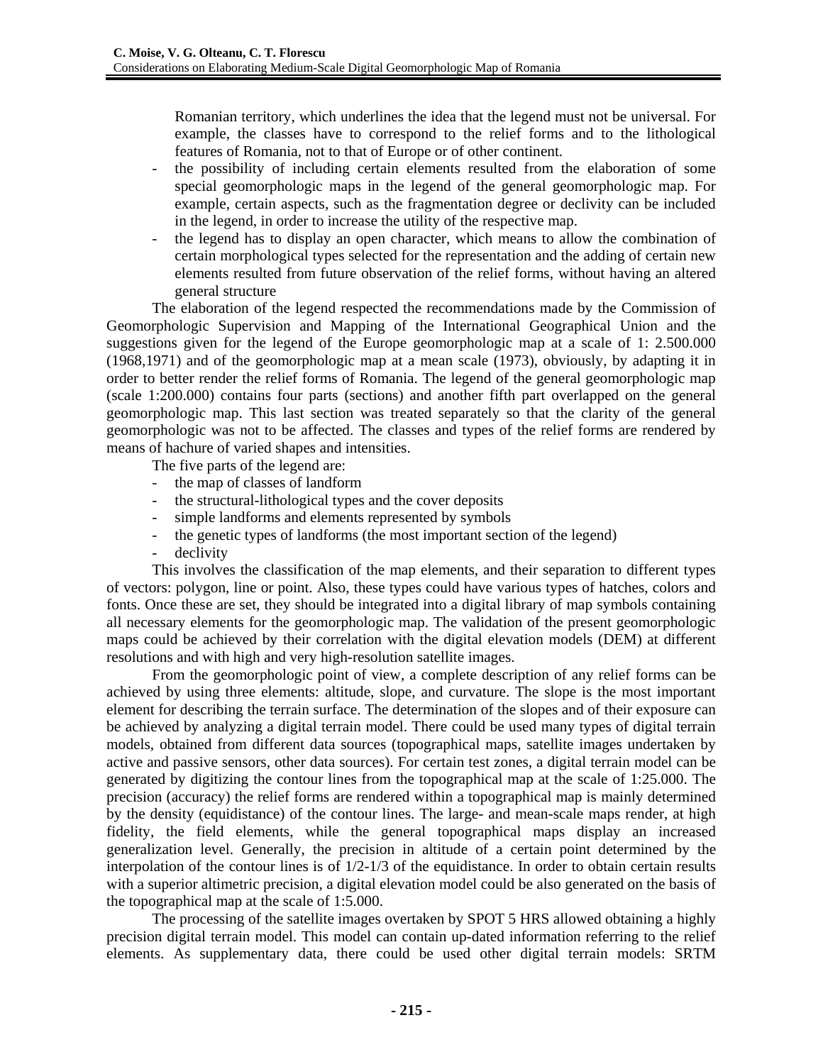Romanian territory, which underlines the idea that the legend must not be universal. For example, the classes have to correspond to the relief forms and to the lithological features of Romania, not to that of Europe or of other continent.

- the possibility of including certain elements resulted from the elaboration of some special geomorphologic maps in the legend of the general geomorphologic map. For example, certain aspects, such as the fragmentation degree or declivity can be included in the legend, in order to increase the utility of the respective map.
- the legend has to display an open character, which means to allow the combination of certain morphological types selected for the representation and the adding of certain new elements resulted from future observation of the relief forms, without having an altered general structure

The elaboration of the legend respected the recommendations made by the Commission of Geomorphologic Supervision and Mapping of the International Geographical Union and the suggestions given for the legend of the Europe geomorphologic map at a scale of 1: 2.500.000 (1968,1971) and of the geomorphologic map at a mean scale (1973), obviously, by adapting it in order to better render the relief forms of Romania. The legend of the general geomorphologic map (scale 1:200.000) contains four parts (sections) and another fifth part overlapped on the general geomorphologic map. This last section was treated separately so that the clarity of the general geomorphologic was not to be affected. The classes and types of the relief forms are rendered by means of hachure of varied shapes and intensities.

The five parts of the legend are:

- the map of classes of landform
- the structural-lithological types and the cover deposits
- simple landforms and elements represented by symbols
- the genetic types of landforms (the most important section of the legend)
- declivity

This involves the classification of the map elements, and their separation to different types of vectors: polygon, line or point. Also, these types could have various types of hatches, colors and fonts. Once these are set, they should be integrated into a digital library of map symbols containing all necessary elements for the geomorphologic map. The validation of the present geomorphologic maps could be achieved by their correlation with the digital elevation models (DEM) at different resolutions and with high and very high-resolution satellite images.

From the geomorphologic point of view, a complete description of any relief forms can be achieved by using three elements: altitude, slope, and curvature. The slope is the most important element for describing the terrain surface. The determination of the slopes and of their exposure can be achieved by analyzing a digital terrain model. There could be used many types of digital terrain models, obtained from different data sources (topographical maps, satellite images undertaken by active and passive sensors, other data sources). For certain test zones, a digital terrain model can be generated by digitizing the contour lines from the topographical map at the scale of 1:25.000. The precision (accuracy) the relief forms are rendered within a topographical map is mainly determined by the density (equidistance) of the contour lines. The large- and mean-scale maps render, at high fidelity, the field elements, while the general topographical maps display an increased generalization level. Generally, the precision in altitude of a certain point determined by the interpolation of the contour lines is of 1/2-1/3 of the equidistance. In order to obtain certain results with a superior altimetric precision, a digital elevation model could be also generated on the basis of the topographical map at the scale of 1:5.000.

The processing of the satellite images overtaken by SPOT 5 HRS allowed obtaining a highly precision digital terrain model. This model can contain up-dated information referring to the relief elements. As supplementary data, there could be used other digital terrain models: SRTM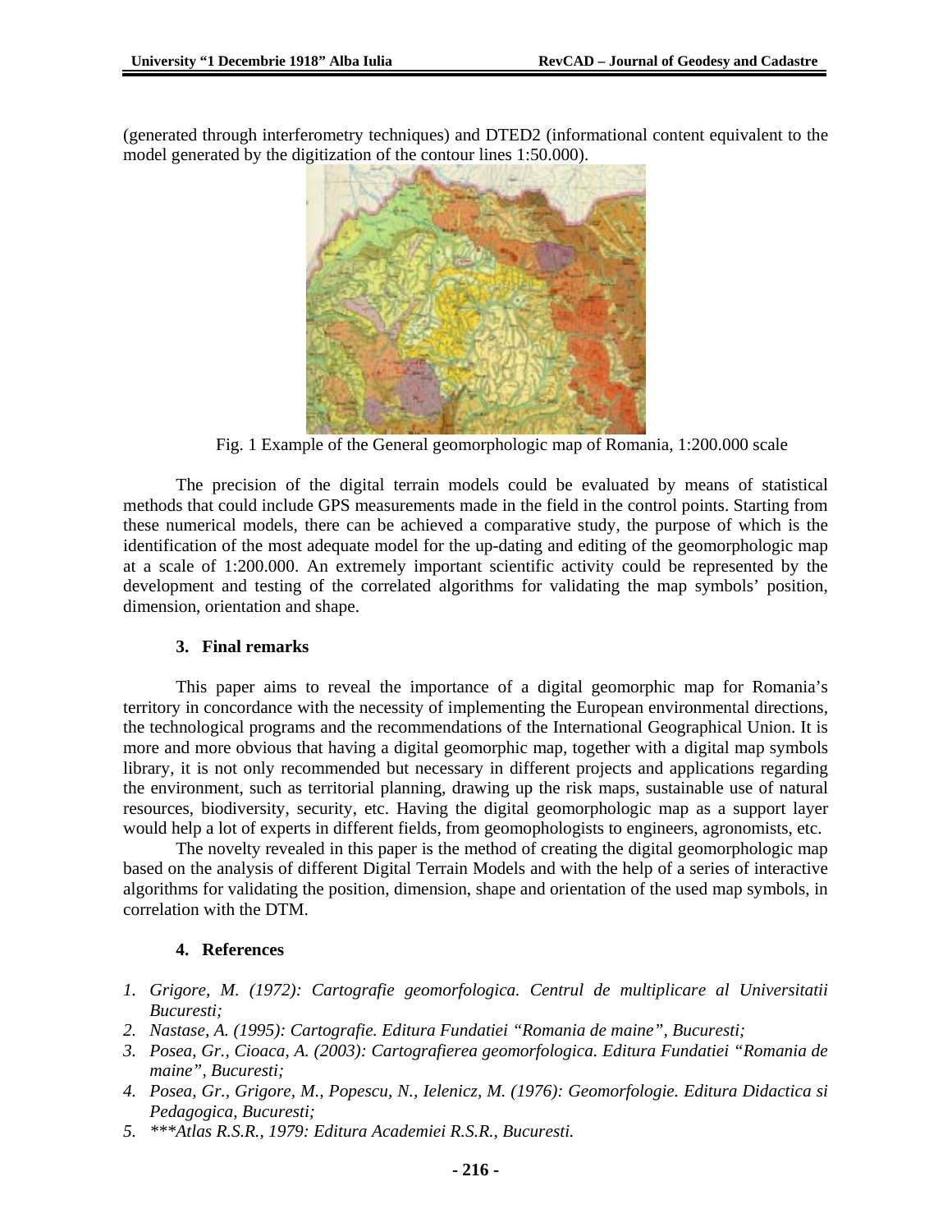(generated through interferometry techniques) and DTED2 (informational content equivalent to the model generated by the digitization of the contour lines 1:50.000).

Fig. 1 Example of the General geomorphologic map of Romania, 1:200.000 scale

The precision of the digital terrain models could be evaluated by means of statistical methods that could include GPS measurements made in the field in the control points. Starting from these numerical models, there can be achieved a comparative study, the purpose of which is the identification of the most adequate model for the up-dating and editing of the geomorphologic map at a scale of 1:200.000. An extremely important scientific activity could be represented by the development and testing of the correlated algorithms for validating the map symbols' position, dimension, orientation and shape.

## 3. Final remarks

This paper aims to reveal the importance of a digital geomorphic map for Romania's territory in concordance with the necessity of implementing the European environmental directions, the technological programs and the recommendations of the International Geographical Union. It is more and more obvious that having a digital geomorphic map, together with a digital map symbols library, it is not only recommended but necessary in different projects and applications regarding the environment, such as territorial planning, drawing up the risk maps, sustainable use of natural resources, biodiversity, security, etc. Having the digital geomorphologic map as a support layer would help a lot of experts in different fields, from geomophologists to engineers, agronomists, etc.

The novelty revealed in this paper is the method of creating the digital geomorphologic map based on the analysis of different Digital Terrain Models and with the help of a series of interactive algorithms for validating the position, dimension, shape and orientation of the used map symbols, in correlation with the DTM.

## 4. References

1. *Grigore, M. (1972): Cartografie geomorfologica. Centrul de multiplicare al Universitatii Bucuresti;*
2. *Nastase, A. (1995): Cartografie. Editura Fundatiei "Romania de maine", Bucuresti;*
3. *Posea, Gr., Cioaca, A. (2003): Cartografierea geomorfologica. Editura Fundatiei "Romania de maine", Bucuresti;*
4. *Posea, Gr., Grigore, M., Popescu, N., Ielenicz, M. (1976): Geomorfologie. Editura Didactica si Pedagogica, Bucuresti;*
5. *\*\*\*Atlas R.S.R., 1979: Editura Academiei R.S.R., Bucuresti.*